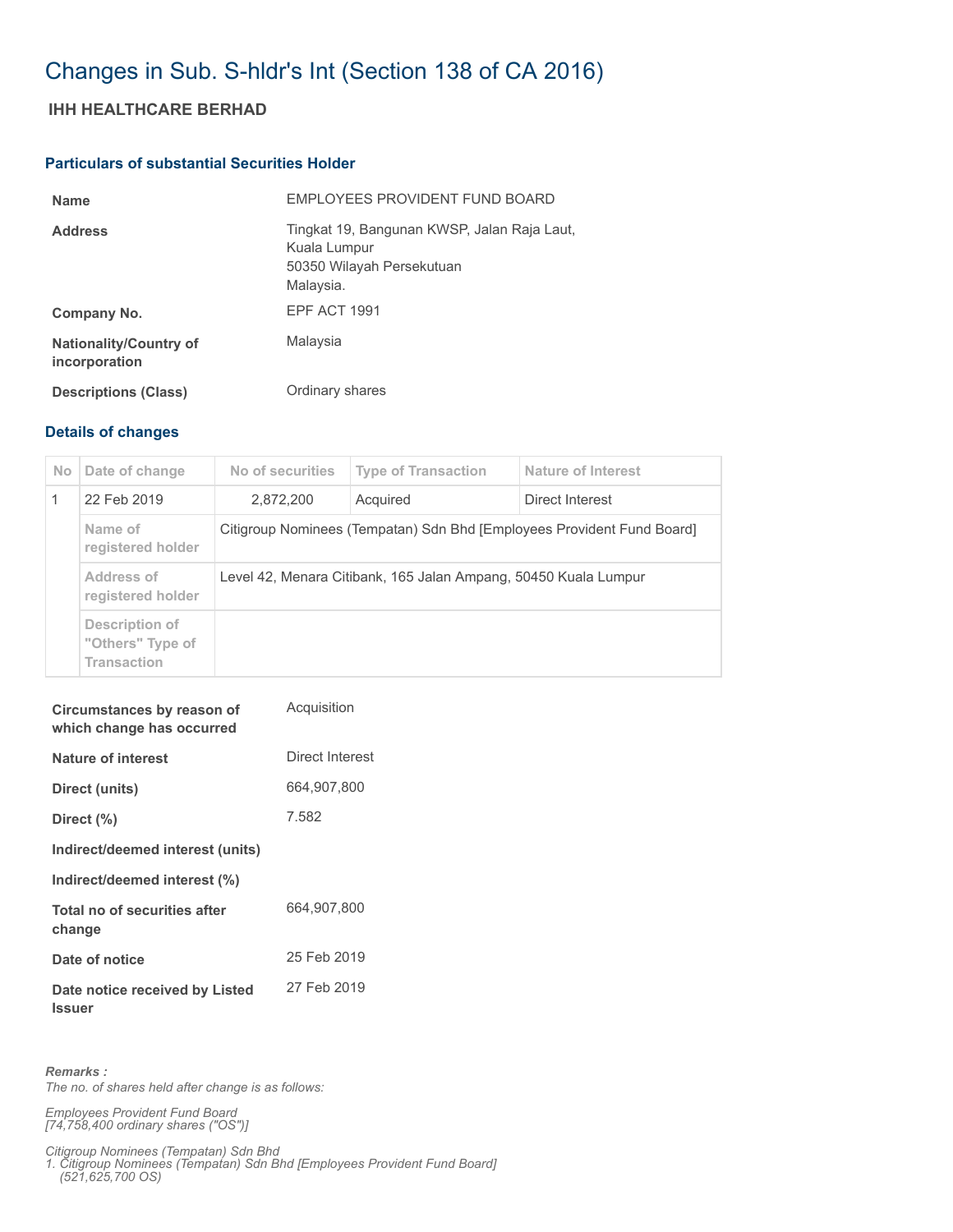# Changes in Sub. S-hldr's Int (Section 138 of CA 2016)

## IHH HEALTHCARE BERHAD

### Particulars of substantial Securities Holder

| | |
|---|---|
| **Name** | EMPLOYEES PROVIDENT FUND BOARD |
| **Address** | Tingkat 19, Bangunan KWSP, Jalan Raja Laut,<br>Kuala Lumpur<br>50350 Wilayah Persekutuan<br>Malaysia. |
| **Company No.** | EPF ACT 1991 |
| **Nationality/Country of incorporation** | Malaysia |
| **Descriptions (Class)** | Ordinary shares |

### Details of changes

| No | Date of change | No of securities | Type of Transaction | Nature of Interest |
|---|---|---|---|---|
| 1 | 22 Feb 2019 | 2,872,200 | Acquired | Direct Interest |
| | Name of registered holder | Citigroup Nominees (Tempatan) Sdn Bhd [Employees Provident Fund Board] | | |
| | Address of registered holder | Level 42, Menara Citibank, 165 Jalan Ampang, 50450 Kuala Lumpur | | |
| | Description of "Others" Type of Transaction | | | |

| | |
|---|---|
| **Circumstances by reason of which change has occurred** | Acquisition |
| **Nature of interest** | Direct Interest |
| **Direct (units)** | 664,907,800 |
| **Direct (%)** | 7.582 |
| **Indirect/deemed interest (units)** | |
| **Indirect/deemed interest (%)** | |
| **Total no of securities after change** | 664,907,800 |
| **Date of notice** | 25 Feb 2019 |
| **Date notice received by Listed Issuer** | 27 Feb 2019 |

***Remarks :***

*The no. of shares held after change is as follows:*

*Employees Provident Fund Board*
*[74,758,400 ordinary shares ("OS")]*

*Citigroup Nominees (Tempatan) Sdn Bhd*
*1. Citigroup Nominees (Tempatan) Sdn Bhd [Employees Provident Fund Board]*
*(521,625,700 OS)*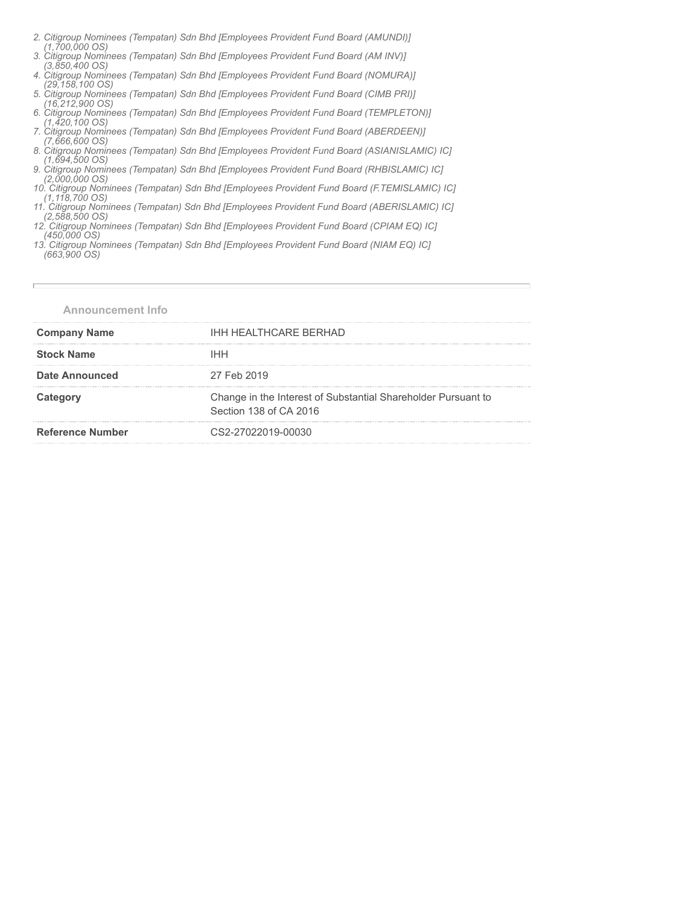*2. Citigroup Nominees (Tempatan) Sdn Bhd [Employees Provident Fund Board (AMUNDI)] (1,700,000 OS)*
*3. Citigroup Nominees (Tempatan) Sdn Bhd [Employees Provident Fund Board (AM INV)] (3,850,400 OS)*
*4. Citigroup Nominees (Tempatan) Sdn Bhd [Employees Provident Fund Board (NOMURA)] (29,158,100 OS)*
*5. Citigroup Nominees (Tempatan) Sdn Bhd [Employees Provident Fund Board (CIMB PRI)] (16,212,900 OS)*
*6. Citigroup Nominees (Tempatan) Sdn Bhd [Employees Provident Fund Board (TEMPLETON)] (1,420,100 OS)*
*7. Citigroup Nominees (Tempatan) Sdn Bhd [Employees Provident Fund Board (ABERDEEN)] (7,666,600 OS)*
*8. Citigroup Nominees (Tempatan) Sdn Bhd [Employees Provident Fund Board (ASIANISLAMIC) IC] (1,694,500 OS)*
*9. Citigroup Nominees (Tempatan) Sdn Bhd [Employees Provident Fund Board (RHBISLAMIC) IC] (2,000,000 OS)*
*10. Citigroup Nominees (Tempatan) Sdn Bhd [Employees Provident Fund Board (F.TEMISLAMIC) IC] (1,118,700 OS)*
*11. Citigroup Nominees (Tempatan) Sdn Bhd [Employees Provident Fund Board (ABERISLAMIC) IC] (2,588,500 OS)*
*12. Citigroup Nominees (Tempatan) Sdn Bhd [Employees Provident Fund Board (CPIAM EQ) IC] (450,000 OS)*
*13. Citigroup Nominees (Tempatan) Sdn Bhd [Employees Provident Fund Board (NIAM EQ) IC] (663,900 OS)*

### Announcement Info

| | |
|---|---|
| **Company Name** | IHH HEALTHCARE BERHAD |
| **Stock Name** | IHH |
| **Date Announced** | 27 Feb 2019 |
| **Category** | Change in the Interest of Substantial Shareholder Pursuant to Section 138 of CA 2016 |
| **Reference Number** | CS2-27022019-00030 |